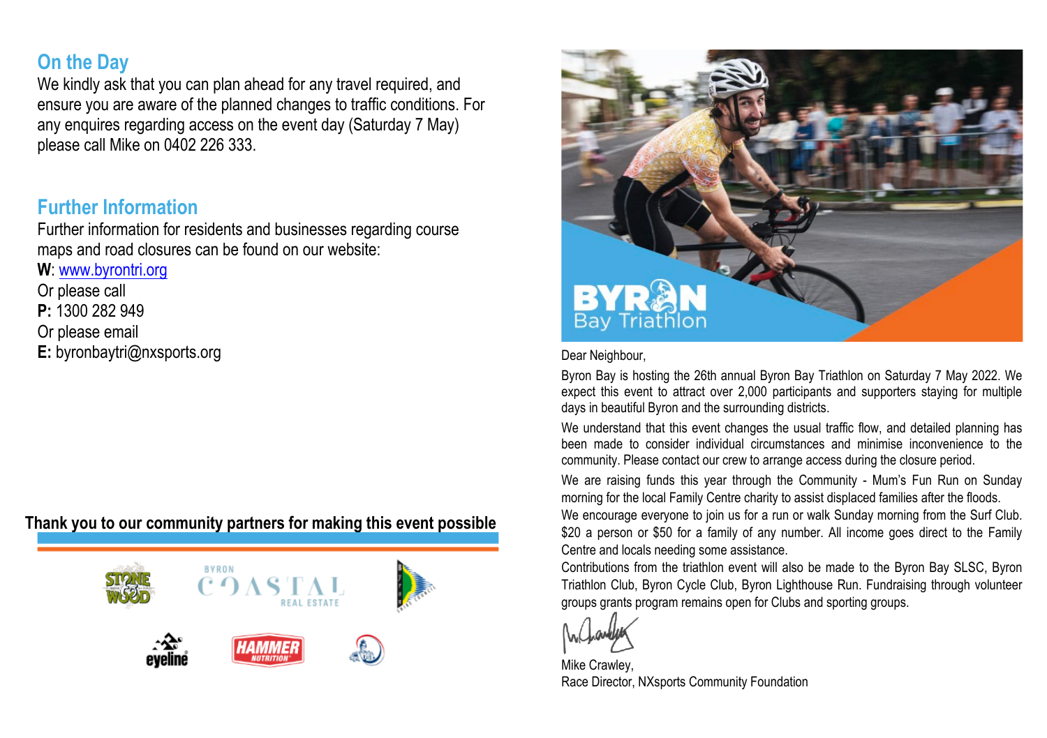## On the Day

We kindly ask that you can plan ahead for any travel required, and ensure you are aware of the planned changes to traffic conditions. For any enquires regarding access on the event day (Saturday 7 May) please call Mike on 0402 226 333.

## Further Information

Further information for residents and businesses regarding course maps and road closures can be found on our website:

**W**: www.byrontri.org

Or please call

**P:** 1300 282 949

Or please email

**E:** byronbaytri@nxsports.org

**Thank you to our community partners for making this event possible**

Dear Neighbour,

Byron Bay is hosting the 26th annual Byron Bay Triathlon on Saturday 7 May 2022. We expect this event to attract over 2,000 participants and supporters staying for multiple days in beautiful Byron and the surrounding districts.

We understand that this event changes the usual traffic flow, and detailed planning has been made to consider individual circumstances and minimise inconvenience to the community. Please contact our crew to arrange access during the closure period.

We are raising funds this year through the Community - Mum's Fun Run on Sunday morning for the local Family Centre charity to assist displaced families after the floods.

We encourage everyone to join us for a run or walk Sunday morning from the Surf Club. $20 a person or $50 for a family of any number. All income goes direct to the Family Centre and locals needing some assistance.

Contributions from the triathlon event will also be made to the Byron Bay SLSC, Byron Triathlon Club, Byron Cycle Club, Byron Lighthouse Run. Fundraising through volunteer groups grants program remains open for Clubs and sporting groups.

Mike Crawley,
Race Director, NXsports Community Foundation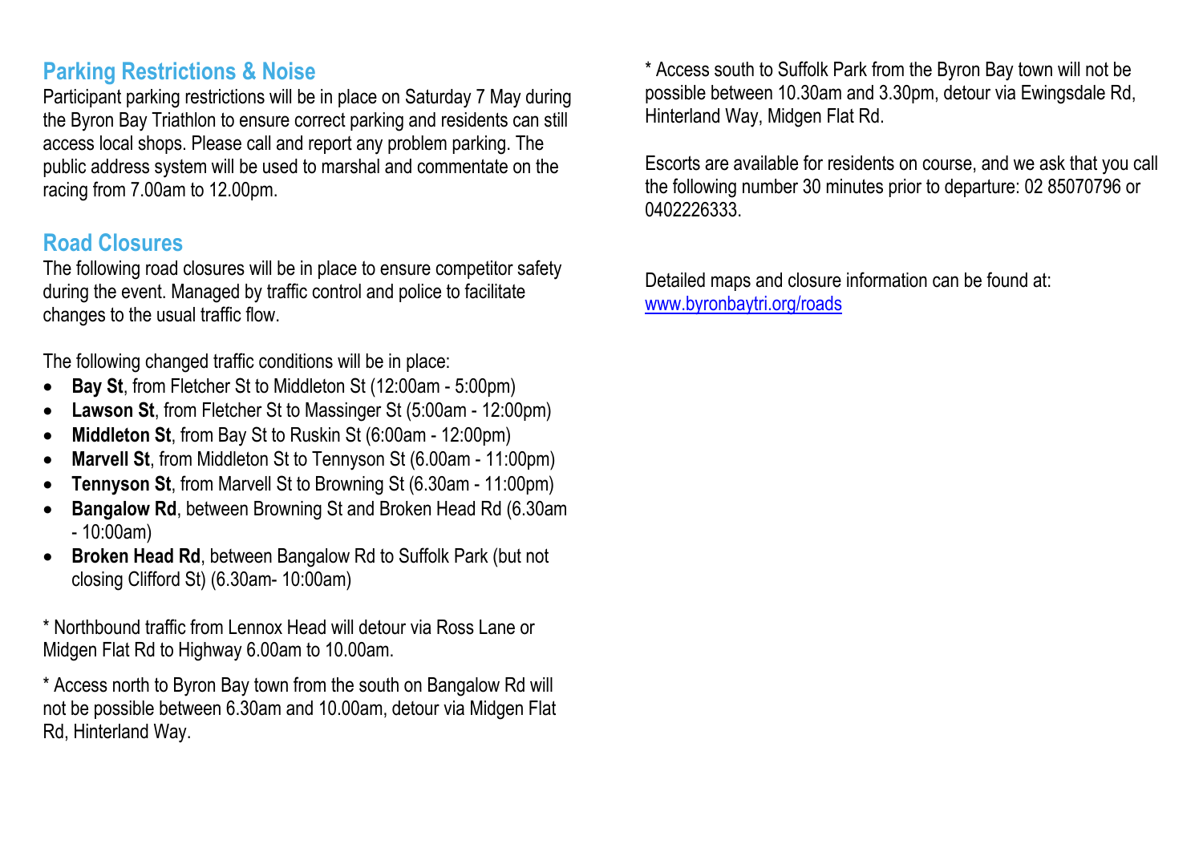## Parking Restrictions & Noise

Participant parking restrictions will be in place on Saturday 7 May during the Byron Bay Triathlon to ensure correct parking and residents can still access local shops. Please call and report any problem parking. The public address system will be used to marshal and commentate on the racing from 7.00am to 12.00pm.

## Road Closures

The following road closures will be in place to ensure competitor safety during the event. Managed by traffic control and police to facilitate changes to the usual traffic flow.

The following changed traffic conditions will be in place:

- **Bay St**, from Fletcher St to Middleton St (12:00am - 5:00pm)
- **Lawson St**, from Fletcher St to Massinger St (5:00am - 12:00pm)
- **Middleton St**, from Bay St to Ruskin St (6:00am - 12:00pm)
- **Marvell St**, from Middleton St to Tennyson St (6.00am - 11:00pm)
- **Tennyson St**, from Marvell St to Browning St (6.30am - 11:00pm)
- **Bangalow Rd**, between Browning St and Broken Head Rd (6.30am - 10:00am)
- **Broken Head Rd**, between Bangalow Rd to Suffolk Park (but not closing Clifford St) (6.30am- 10:00am)

* Northbound traffic from Lennox Head will detour via Ross Lane or Midgen Flat Rd to Highway 6.00am to 10.00am.

* Access north to Byron Bay town from the south on Bangalow Rd will not be possible between 6.30am and 10.00am, detour via Midgen Flat Rd, Hinterland Way.

* Access south to Suffolk Park from the Byron Bay town will not be possible between 10.30am and 3.30pm, detour via Ewingsdale Rd, Hinterland Way, Midgen Flat Rd.

Escorts are available for residents on course, and we ask that you call the following number 30 minutes prior to departure: 02 85070796 or 0402226333.

Detailed maps and closure information can be found at: [www.byronbaytri.org/roads](www.byronbaytri.org/roads)